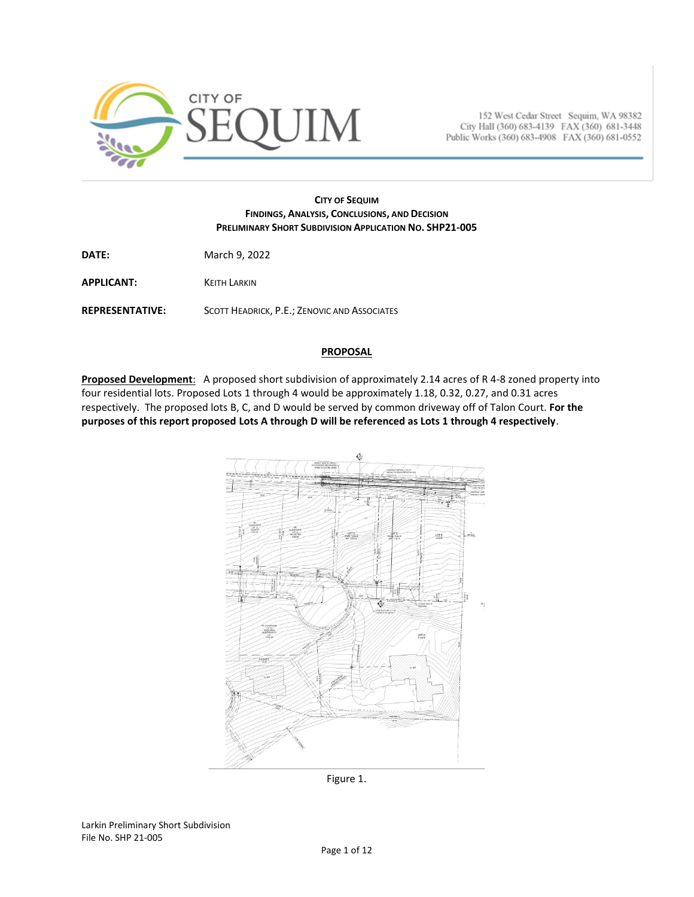CITY OF SEQUIM

152 West Cedar Street Sequim, WA 98382
City Hall (360) 683-4139 FAX (360) 681-3448
Public Works (360) 683-4908 FAX (360) 681-0552

**CITY OF SEQUIM**
**FINDINGS, ANALYSIS, CONCLUSIONS, AND DECISION**
**PRELIMINARY SHORT SUBDIVISION APPLICATION NO. SHP21-005**

**DATE:** March 9, 2022

**APPLICANT:** KEITH LARKIN

**REPRESENTATIVE:** SCOTT HEADRICK, P.E.; ZENOVIC AND ASSOCIATES

## PROPOSAL

**Proposed Development**: A proposed short subdivision of approximately 2.14 acres of R 4-8 zoned property into four residential lots. Proposed Lots 1 through 4 would be approximately 1.18, 0.32, 0.27, and 0.31 acres respectively. The proposed lots B, C, and D would be served by common driveway off of Talon Court. **For the purposes of this report proposed Lots A through D will be referenced as Lots 1 through 4 respectively**.

Figure 1.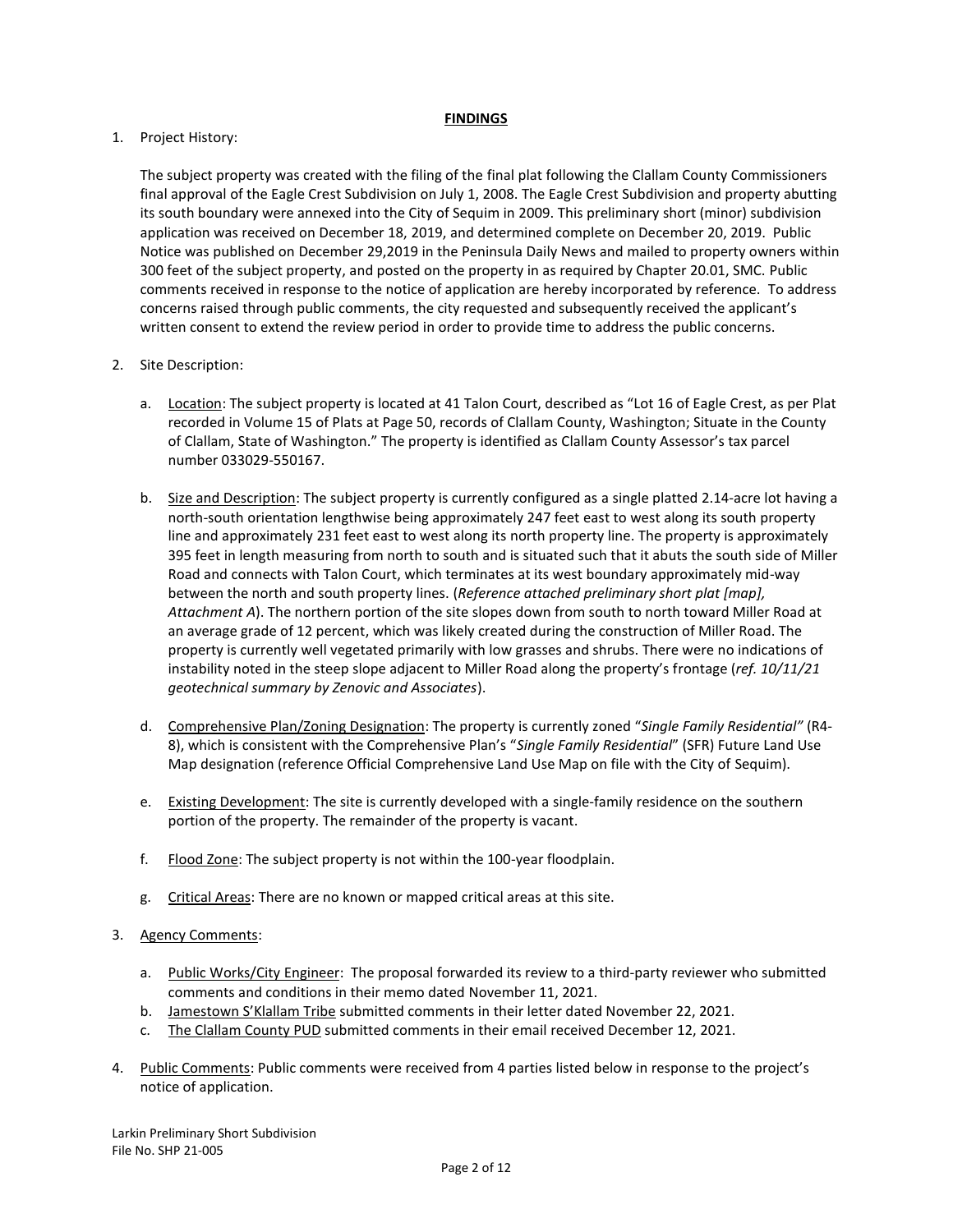## FINDINGS

1. Project History:

   The subject property was created with the filing of the final plat following the Clallam County Commissioners final approval of the Eagle Crest Subdivision on July 1, 2008. The Eagle Crest Subdivision and property abutting its south boundary were annexed into the City of Sequim in 2009. This preliminary short (minor) subdivision application was received on December 18, 2019, and determined complete on December 20, 2019. Public Notice was published on December 29,2019 in the Peninsula Daily News and mailed to property owners within 300 feet of the subject property, and posted on the property in as required by Chapter 20.01, SMC. Public comments received in response to the notice of application are hereby incorporated by reference. To address concerns raised through public comments, the city requested and subsequently received the applicant's written consent to extend the review period in order to provide time to address the public concerns.

2. Site Description:

   a. Location: The subject property is located at 41 Talon Court, described as "Lot 16 of Eagle Crest, as per Plat recorded in Volume 15 of Plats at Page 50, records of Clallam County, Washington; Situate in the County of Clallam, State of Washington." The property is identified as Clallam County Assessor's tax parcel number 033029-550167.

   b. Size and Description: The subject property is currently configured as a single platted 2.14-acre lot having a north-south orientation lengthwise being approximately 247 feet east to west along its south property line and approximately 231 feet east to west along its north property line. The property is approximately 395 feet in length measuring from north to south and is situated such that it abuts the south side of Miller Road and connects with Talon Court, which terminates at its west boundary approximately mid-way between the north and south property lines. (*Reference attached preliminary short plat [map], Attachment A*). The northern portion of the site slopes down from south to north toward Miller Road at an average grade of 12 percent, which was likely created during the construction of Miller Road. The property is currently well vegetated primarily with low grasses and shrubs. There were no indications of instability noted in the steep slope adjacent to Miller Road along the property's frontage (*ref. 10/11/21 geotechnical summary by Zenovic and Associates*).

   d. Comprehensive Plan/Zoning Designation: The property is currently zoned "*Single Family Residential"* (R4-8), which is consistent with the Comprehensive Plan's "*Single Family Residential*" (SFR) Future Land Use Map designation (reference Official Comprehensive Land Use Map on file with the City of Sequim).

   e. Existing Development: The site is currently developed with a single-family residence on the southern portion of the property. The remainder of the property is vacant.

   f. Flood Zone: The subject property is not within the 100-year floodplain.

   g. Critical Areas: There are no known or mapped critical areas at this site.

3. Agency Comments:

   a. Public Works/City Engineer: The proposal forwarded its review to a third-party reviewer who submitted comments and conditions in their memo dated November 11, 2021.
   b. Jamestown S'Klallam Tribe submitted comments in their letter dated November 22, 2021.
   c. The Clallam County PUD submitted comments in their email received December 12, 2021.

4. Public Comments: Public comments were received from 4 parties listed below in response to the project's notice of application.

Larkin Preliminary Short Subdivision
File No. SHP 21-005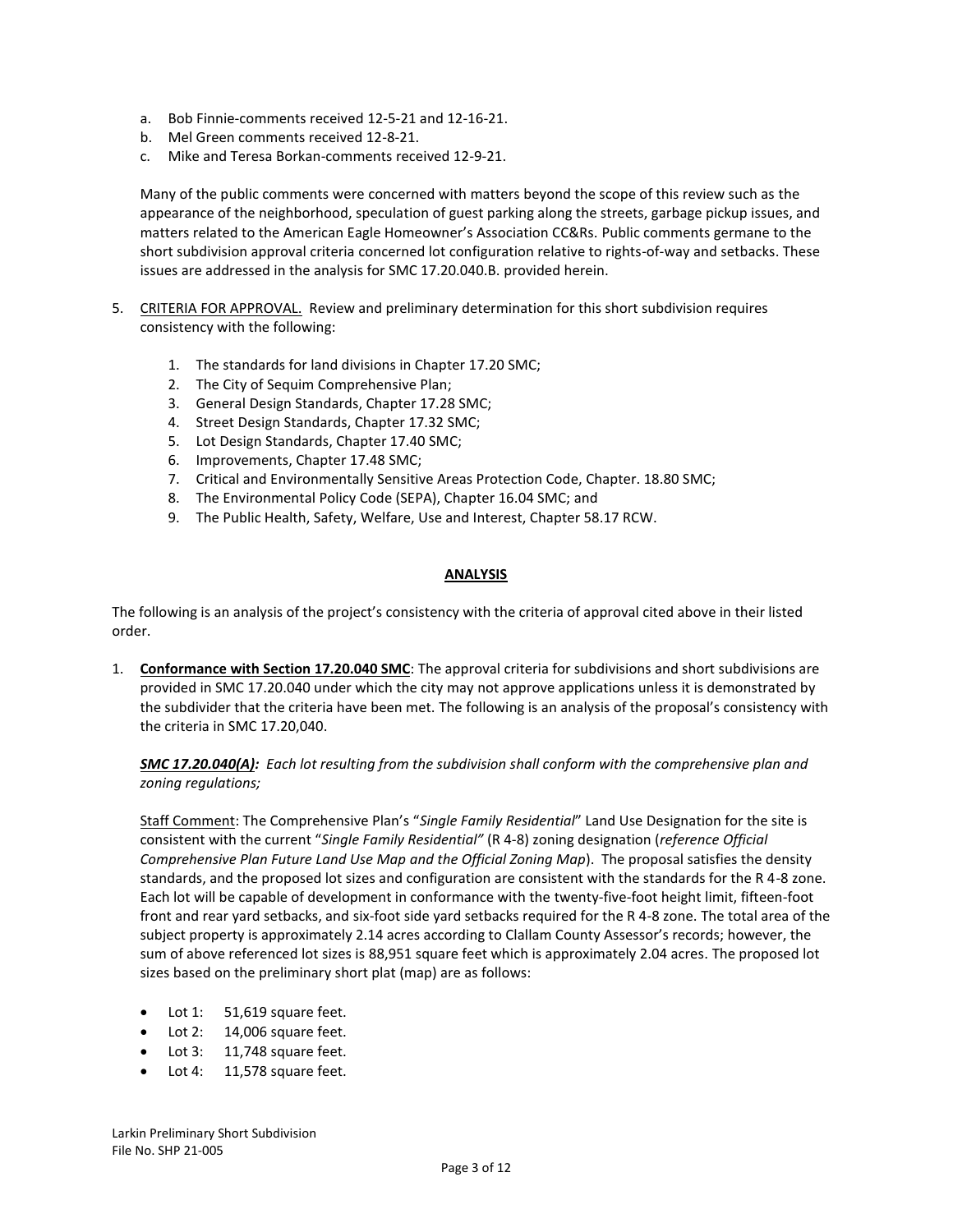a. Bob Finnie-comments received 12-5-21 and 12-16-21.
b. Mel Green comments received 12-8-21.
c. Mike and Teresa Borkan-comments received 12-9-21.

Many of the public comments were concerned with matters beyond the scope of this review such as the appearance of the neighborhood, speculation of guest parking along the streets, garbage pickup issues, and matters related to the American Eagle Homeowner's Association CC&Rs. Public comments germane to the short subdivision approval criteria concerned lot configuration relative to rights-of-way and setbacks. These issues are addressed in the analysis for SMC 17.20.040.B. provided herein.

5. <u>CRITERIA FOR APPROVAL.</u> Review and preliminary determination for this short subdivision requires consistency with the following:

    1. The standards for land divisions in Chapter 17.20 SMC;
    2. The City of Sequim Comprehensive Plan;
    3. General Design Standards, Chapter 17.28 SMC;
    4. Street Design Standards, Chapter 17.32 SMC;
    5. Lot Design Standards, Chapter 17.40 SMC;
    6. Improvements, Chapter 17.48 SMC;
    7. Critical and Environmentally Sensitive Areas Protection Code, Chapter. 18.80 SMC;
    8. The Environmental Policy Code (SEPA), Chapter 16.04 SMC; and
    9. The Public Health, Safety, Welfare, Use and Interest, Chapter 58.17 RCW.

## ANALYSIS

The following is an analysis of the project's consistency with the criteria of approval cited above in their listed order.

1. **<u>Conformance with Section 17.20.040 SMC</u>**: The approval criteria for subdivisions and short subdivisions are provided in SMC 17.20.040 under which the city may not approve applications unless it is demonstrated by the subdivider that the criteria have been met. The following is an analysis of the proposal's consistency with the criteria in SMC 17.20,040.

    ***<u>SMC 17.20.040(A)</u>:*** *Each lot resulting from the subdivision shall conform with the comprehensive plan and zoning regulations;*

    <u>Staff Comment</u>: The Comprehensive Plan's "*Single Family Residential*" Land Use Designation for the site is consistent with the current "*Single Family Residential"* (R 4-8) zoning designation (*reference Official Comprehensive Plan Future Land Use Map and the Official Zoning Map*). The proposal satisfies the density standards, and the proposed lot sizes and configuration are consistent with the standards for the R 4-8 zone. Each lot will be capable of development in conformance with the twenty-five-foot height limit, fifteen-foot front and rear yard setbacks, and six-foot side yard setbacks required for the R 4-8 zone. The total area of the subject property is approximately 2.14 acres according to Clallam County Assessor's records; however, the sum of above referenced lot sizes is 88,951 square feet which is approximately 2.04 acres. The proposed lot sizes based on the preliminary short plat (map) are as follows:

    - Lot 1: 51,619 square feet.
    - Lot 2: 14,006 square feet.
    - Lot 3: 11,748 square feet.
    - Lot 4: 11,578 square feet.

Larkin Preliminary Short Subdivision
File No. SHP 21-005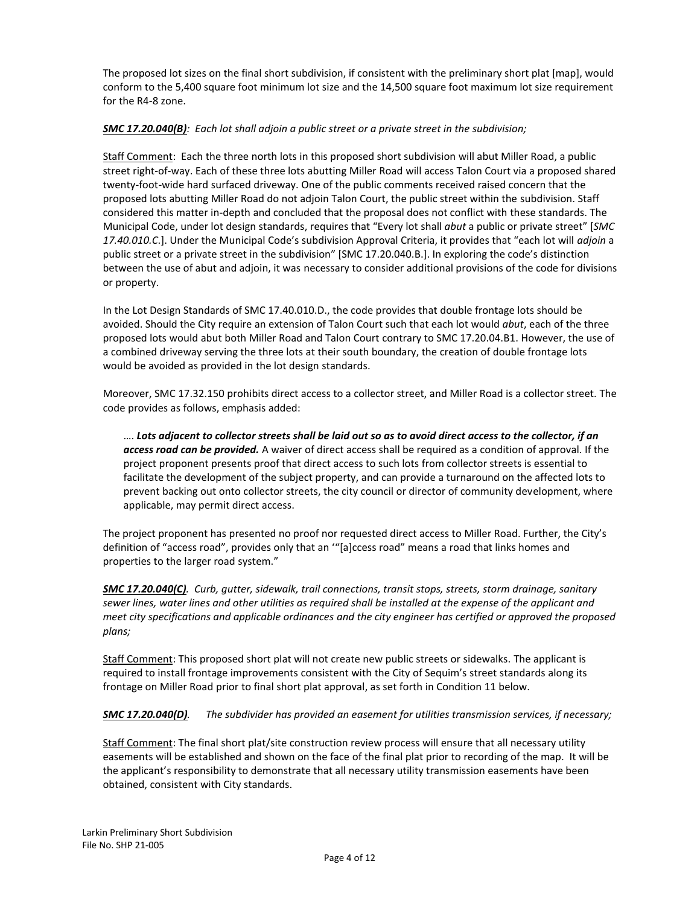The proposed lot sizes on the final short subdivision, if consistent with the preliminary short plat [map], would conform to the 5,400 square foot minimum lot size and the 14,500 square foot maximum lot size requirement for the R4-8 zone.

***SMC 17.20.040(B)****: Each lot shall adjoin a public street or a private street in the subdivision;*

Staff Comment: Each the three north lots in this proposed short subdivision will abut Miller Road, a public street right-of-way. Each of these three lots abutting Miller Road will access Talon Court via a proposed shared twenty-foot-wide hard surfaced driveway. One of the public comments received raised concern that the proposed lots abutting Miller Road do not adjoin Talon Court, the public street within the subdivision. Staff considered this matter in-depth and concluded that the proposal does not conflict with these standards. The Municipal Code, under lot design standards, requires that "Every lot shall *abut* a public or private street" [*SMC 17.40.010.C*.]. Under the Municipal Code's subdivision Approval Criteria, it provides that "each lot will *adjoin* a public street or a private street in the subdivision" [SMC 17.20.040.B.]. In exploring the code's distinction between the use of abut and adjoin, it was necessary to consider additional provisions of the code for divisions or property.

In the Lot Design Standards of SMC 17.40.010.D., the code provides that double frontage lots should be avoided. Should the City require an extension of Talon Court such that each lot would *abut*, each of the three proposed lots would abut both Miller Road and Talon Court contrary to SMC 17.20.04.B1. However, the use of a combined driveway serving the three lots at their south boundary, the creation of double frontage lots would be avoided as provided in the lot design standards.

Moreover, SMC 17.32.150 prohibits direct access to a collector street, and Miller Road is a collector street. The code provides as follows, emphasis added:

> …. ***Lots adjacent to collector streets shall be laid out so as to avoid direct access to the collector, if an access road can be provided.*** A waiver of direct access shall be required as a condition of approval. If the project proponent presents proof that direct access to such lots from collector streets is essential to facilitate the development of the subject property, and can provide a turnaround on the affected lots to prevent backing out onto collector streets, the city council or director of community development, where applicable, may permit direct access.

The project proponent has presented no proof nor requested direct access to Miller Road. Further, the City's definition of "access road", provides only that an '"[a]ccess road" means a road that links homes and properties to the larger road system."

***SMC 17.20.040(C)****. Curb, gutter, sidewalk, trail connections, transit stops, streets, storm drainage, sanitary sewer lines, water lines and other utilities as required shall be installed at the expense of the applicant and meet city specifications and applicable ordinances and the city engineer has certified or approved the proposed plans;*

Staff Comment: This proposed short plat will not create new public streets or sidewalks. The applicant is required to install frontage improvements consistent with the City of Sequim's street standards along its frontage on Miller Road prior to final short plat approval, as set forth in Condition 11 below.

***SMC 17.20.040(D)****. The subdivider has provided an easement for utilities transmission services, if necessary;*

Staff Comment: The final short plat/site construction review process will ensure that all necessary utility easements will be established and shown on the face of the final plat prior to recording of the map. It will be the applicant's responsibility to demonstrate that all necessary utility transmission easements have been obtained, consistent with City standards.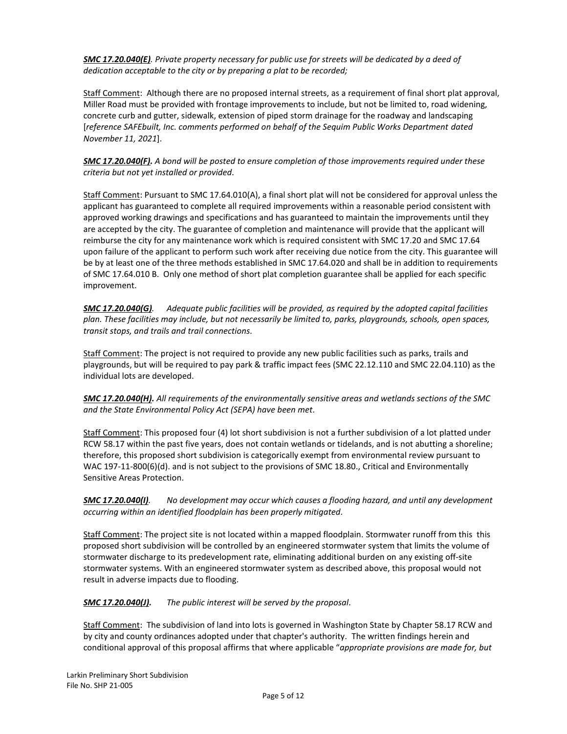***SMC 17.20.040(E)****. Private property necessary for public use for streets will be dedicated by a deed of dedication acceptable to the city or by preparing a plat to be recorded;*

Staff Comment: Although there are no proposed internal streets, as a requirement of final short plat approval, Miller Road must be provided with frontage improvements to include, but not be limited to, road widening, concrete curb and gutter, sidewalk, extension of piped storm drainage for the roadway and landscaping [*reference SAFEbuilt, Inc. comments performed on behalf of the Sequim Public Works Department dated November 11, 2021*].

***SMC 17.20.040(F).*** *A bond will be posted to ensure completion of those improvements required under these criteria but not yet installed or provided.*

Staff Comment: Pursuant to SMC 17.64.010(A), a final short plat will not be considered for approval unless the applicant has guaranteed to complete all required improvements within a reasonable period consistent with approved working drawings and specifications and has guaranteed to maintain the improvements until they are accepted by the city. The guarantee of completion and maintenance will provide that the applicant will reimburse the city for any maintenance work which is required consistent with SMC 17.20 and SMC 17.64 upon failure of the applicant to perform such work after receiving due notice from the city. This guarantee will be by at least one of the three methods established in SMC 17.64.020 and shall be in addition to requirements of SMC 17.64.010 B. Only one method of short plat completion guarantee shall be applied for each specific improvement.

***SMC 17.20.040(G)****. Adequate public facilities will be provided, as required by the adopted capital facilities plan. These facilities may include, but not necessarily be limited to, parks, playgrounds, schools, open spaces, transit stops, and trails and trail connections.*

Staff Comment: The project is not required to provide any new public facilities such as parks, trails and playgrounds, but will be required to pay park & traffic impact fees (SMC 22.12.110 and SMC 22.04.110) as the individual lots are developed.

***SMC 17.20.040(H).*** *All requirements of the environmentally sensitive areas and wetlands sections of the SMC and the State Environmental Policy Act (SEPA) have been met.*

Staff Comment: This proposed four (4) lot short subdivision is not a further subdivision of a lot platted under RCW 58.17 within the past five years, does not contain wetlands or tidelands, and is not abutting a shoreline; therefore, this proposed short subdivision is categorically exempt from environmental review pursuant to WAC 197-11-800(6)(d). and is not subject to the provisions of SMC 18.80., Critical and Environmentally Sensitive Areas Protection.

***SMC 17.20.040(I)****. No development may occur which causes a flooding hazard, and until any development occurring within an identified floodplain has been properly mitigated.*

Staff Comment: The project site is not located within a mapped floodplain. Stormwater runoff from this this proposed short subdivision will be controlled by an engineered stormwater system that limits the volume of stormwater discharge to its predevelopment rate, eliminating additional burden on any existing off-site stormwater systems. With an engineered stormwater system as described above, this proposal would not result in adverse impacts due to flooding.

***SMC 17.20.040(J).*** *The public interest will be served by the proposal.*

Staff Comment: The subdivision of land into lots is governed in Washington State by Chapter 58.17 RCW and by city and county ordinances adopted under that chapter's authority. The written findings herein and conditional approval of this proposal affirms that where applicable "*appropriate provisions are made for, but*

Larkin Preliminary Short Subdivision
File No. SHP 21-005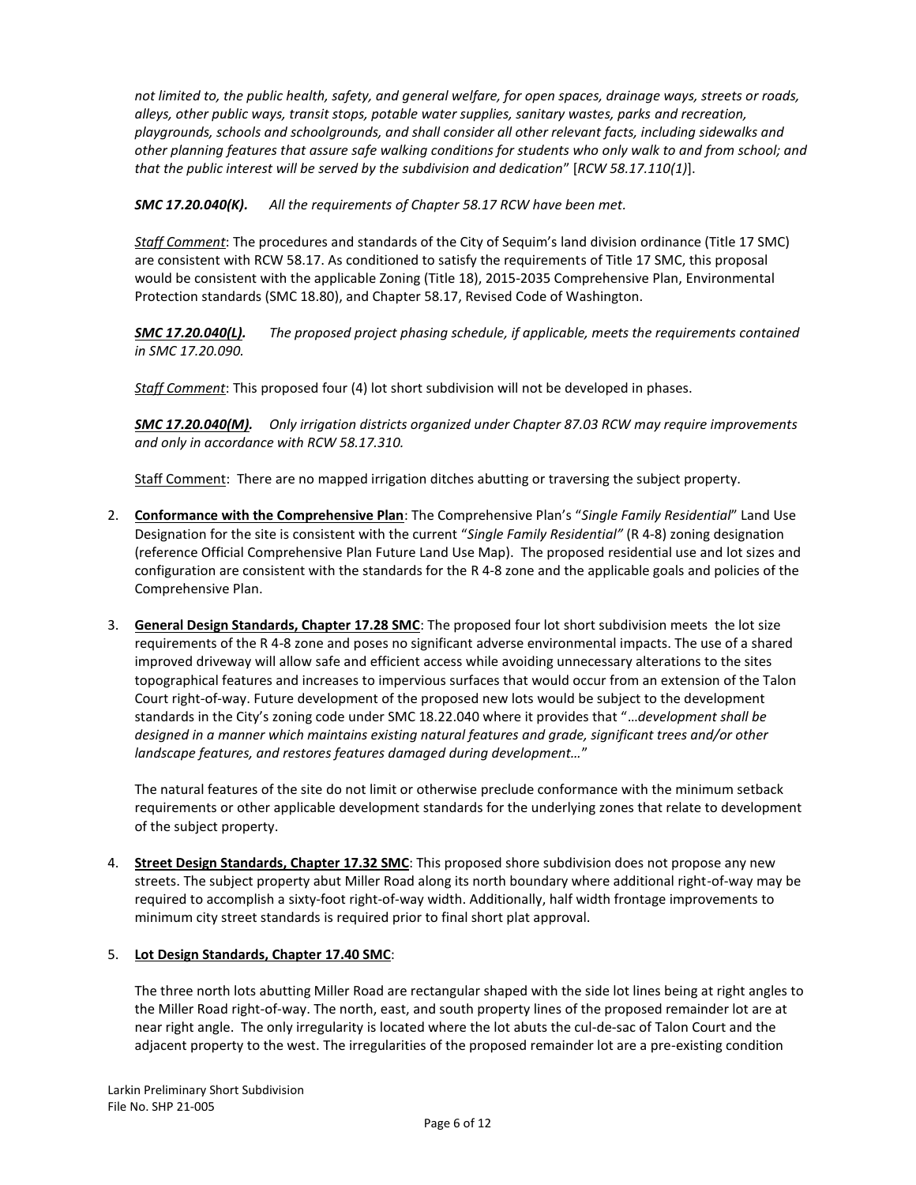*not limited to, the public health, safety, and general welfare, for open spaces, drainage ways, streets or roads, alleys, other public ways, transit stops, potable water supplies, sanitary wastes, parks and recreation, playgrounds, schools and schoolgrounds, and shall consider all other relevant facts, including sidewalks and other planning features that assure safe walking conditions for students who only walk to and from school; and that the public interest will be served by the subdivision and dedication*" [*RCW 58.17.110(1)*].

***SMC 17.20.040(K).*** *All the requirements of Chapter 58.17 RCW have been met.*

*Staff Comment*: The procedures and standards of the City of Sequim's land division ordinance (Title 17 SMC) are consistent with RCW 58.17. As conditioned to satisfy the requirements of Title 17 SMC, this proposal would be consistent with the applicable Zoning (Title 18), 2015-2035 Comprehensive Plan, Environmental Protection standards (SMC 18.80), and Chapter 58.17, Revised Code of Washington.

***SMC 17.20.040(L).*** *The proposed project phasing schedule, if applicable, meets the requirements contained in SMC 17.20.090.*

*Staff Comment*: This proposed four (4) lot short subdivision will not be developed in phases.

***SMC 17.20.040(M).*** *Only irrigation districts organized under Chapter 87.03 RCW may require improvements and only in accordance with RCW 58.17.310.*

Staff Comment: There are no mapped irrigation ditches abutting or traversing the subject property.

2. **Conformance with the Comprehensive Plan**: The Comprehensive Plan's "*Single Family Residential*" Land Use Designation for the site is consistent with the current "*Single Family Residential"* (R 4-8) zoning designation (reference Official Comprehensive Plan Future Land Use Map). The proposed residential use and lot sizes and configuration are consistent with the standards for the R 4-8 zone and the applicable goals and policies of the Comprehensive Plan.

3. **General Design Standards, Chapter 17.28 SMC**: The proposed four lot short subdivision meets the lot size requirements of the R 4-8 zone and poses no significant adverse environmental impacts. The use of a shared improved driveway will allow safe and efficient access while avoiding unnecessary alterations to the sites topographical features and increases to impervious surfaces that would occur from an extension of the Talon Court right-of-way. Future development of the proposed new lots would be subject to the development standards in the City's zoning code under SMC 18.22.040 where it provides that "*…development shall be designed in a manner which maintains existing natural features and grade, significant trees and/or other landscape features, and restores features damaged during development…*"

   The natural features of the site do not limit or otherwise preclude conformance with the minimum setback requirements or other applicable development standards for the underlying zones that relate to development of the subject property.

4. **Street Design Standards, Chapter 17.32 SMC**: This proposed shore subdivision does not propose any new streets. The subject property abut Miller Road along its north boundary where additional right-of-way may be required to accomplish a sixty-foot right-of-way width. Additionally, half width frontage improvements to minimum city street standards is required prior to final short plat approval.

5. **Lot Design Standards, Chapter 17.40 SMC**:

   The three north lots abutting Miller Road are rectangular shaped with the side lot lines being at right angles to the Miller Road right-of-way. The north, east, and south property lines of the proposed remainder lot are at near right angle. The only irregularity is located where the lot abuts the cul-de-sac of Talon Court and the adjacent property to the west. The irregularities of the proposed remainder lot are a pre-existing condition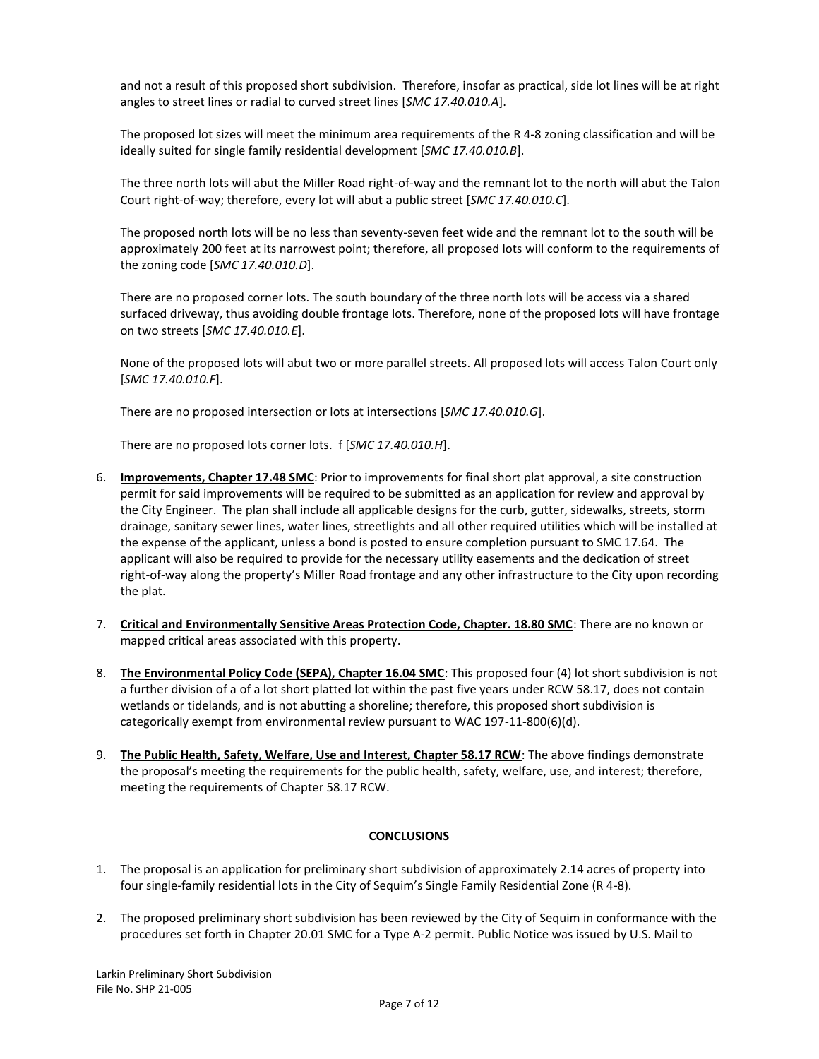and not a result of this proposed short subdivision. Therefore, insofar as practical, side lot lines will be at right angles to street lines or radial to curved street lines [*SMC 17.40.010.A*].

The proposed lot sizes will meet the minimum area requirements of the R 4-8 zoning classification and will be ideally suited for single family residential development [*SMC 17.40.010.B*].

The three north lots will abut the Miller Road right-of-way and the remnant lot to the north will abut the Talon Court right-of-way; therefore, every lot will abut a public street [*SMC 17.40.010.C*].

The proposed north lots will be no less than seventy-seven feet wide and the remnant lot to the south will be approximately 200 feet at its narrowest point; therefore, all proposed lots will conform to the requirements of the zoning code [*SMC 17.40.010.D*].

There are no proposed corner lots. The south boundary of the three north lots will be access via a shared surfaced driveway, thus avoiding double frontage lots. Therefore, none of the proposed lots will have frontage on two streets [*SMC 17.40.010.E*].

None of the proposed lots will abut two or more parallel streets. All proposed lots will access Talon Court only [*SMC 17.40.010.F*].

There are no proposed intersection or lots at intersections [*SMC 17.40.010.G*].

There are no proposed lots corner lots. f [*SMC 17.40.010.H*].

6. **Improvements, Chapter 17.48 SMC**: Prior to improvements for final short plat approval, a site construction permit for said improvements will be required to be submitted as an application for review and approval by the City Engineer. The plan shall include all applicable designs for the curb, gutter, sidewalks, streets, storm drainage, sanitary sewer lines, water lines, streetlights and all other required utilities which will be installed at the expense of the applicant, unless a bond is posted to ensure completion pursuant to SMC 17.64. The applicant will also be required to provide for the necessary utility easements and the dedication of street right-of-way along the property's Miller Road frontage and any other infrastructure to the City upon recording the plat.

7. **Critical and Environmentally Sensitive Areas Protection Code, Chapter. 18.80 SMC**: There are no known or mapped critical areas associated with this property.

8. **The Environmental Policy Code (SEPA), Chapter 16.04 SMC**: This proposed four (4) lot short subdivision is not a further division of a of a lot short platted lot within the past five years under RCW 58.17, does not contain wetlands or tidelands, and is not abutting a shoreline; therefore, this proposed short subdivision is categorically exempt from environmental review pursuant to WAC 197-11-800(6)(d).

9. **The Public Health, Safety, Welfare, Use and Interest, Chapter 58.17 RCW**: The above findings demonstrate the proposal's meeting the requirements for the public health, safety, welfare, use, and interest; therefore, meeting the requirements of Chapter 58.17 RCW.

## CONCLUSIONS

1. The proposal is an application for preliminary short subdivision of approximately 2.14 acres of property into four single-family residential lots in the City of Sequim's Single Family Residential Zone (R 4-8).

2. The proposed preliminary short subdivision has been reviewed by the City of Sequim in conformance with the procedures set forth in Chapter 20.01 SMC for a Type A-2 permit. Public Notice was issued by U.S. Mail to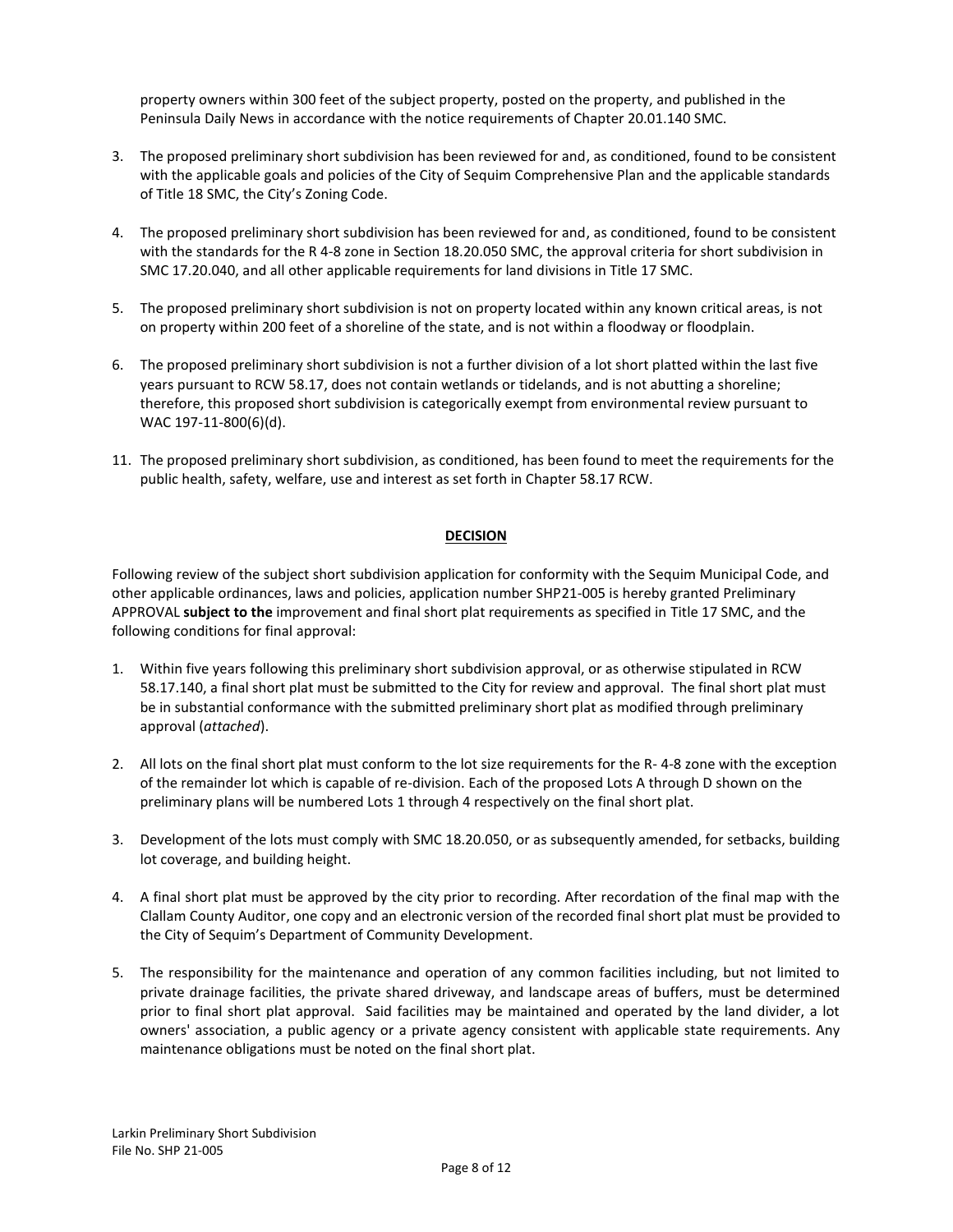property owners within 300 feet of the subject property, posted on the property, and published in the Peninsula Daily News in accordance with the notice requirements of Chapter 20.01.140 SMC.

3. The proposed preliminary short subdivision has been reviewed for and, as conditioned, found to be consistent with the applicable goals and policies of the City of Sequim Comprehensive Plan and the applicable standards of Title 18 SMC, the City's Zoning Code.

4. The proposed preliminary short subdivision has been reviewed for and, as conditioned, found to be consistent with the standards for the R 4-8 zone in Section 18.20.050 SMC, the approval criteria for short subdivision in SMC 17.20.040, and all other applicable requirements for land divisions in Title 17 SMC.

5. The proposed preliminary short subdivision is not on property located within any known critical areas, is not on property within 200 feet of a shoreline of the state, and is not within a floodway or floodplain.

6. The proposed preliminary short subdivision is not a further division of a lot short platted within the last five years pursuant to RCW 58.17, does not contain wetlands or tidelands, and is not abutting a shoreline; therefore, this proposed short subdivision is categorically exempt from environmental review pursuant to WAC 197-11-800(6)(d).

11. The proposed preliminary short subdivision, as conditioned, has been found to meet the requirements for the public health, safety, welfare, use and interest as set forth in Chapter 58.17 RCW.

## DECISION

Following review of the subject short subdivision application for conformity with the Sequim Municipal Code, and other applicable ordinances, laws and policies, application number SHP21-005 is hereby granted Preliminary APPROVAL **subject to the** improvement and final short plat requirements as specified in Title 17 SMC, and the following conditions for final approval:

1. Within five years following this preliminary short subdivision approval, or as otherwise stipulated in RCW 58.17.140, a final short plat must be submitted to the City for review and approval. The final short plat must be in substantial conformance with the submitted preliminary short plat as modified through preliminary approval (*attached*).

2. All lots on the final short plat must conform to the lot size requirements for the R- 4-8 zone with the exception of the remainder lot which is capable of re-division. Each of the proposed Lots A through D shown on the preliminary plans will be numbered Lots 1 through 4 respectively on the final short plat.

3. Development of the lots must comply with SMC 18.20.050, or as subsequently amended, for setbacks, building lot coverage, and building height.

4. A final short plat must be approved by the city prior to recording. After recordation of the final map with the Clallam County Auditor, one copy and an electronic version of the recorded final short plat must be provided to the City of Sequim's Department of Community Development.

5. The responsibility for the maintenance and operation of any common facilities including, but not limited to private drainage facilities, the private shared driveway, and landscape areas of buffers, must be determined prior to final short plat approval. Said facilities may be maintained and operated by the land divider, a lot owners' association, a public agency or a private agency consistent with applicable state requirements. Any maintenance obligations must be noted on the final short plat.

Larkin Preliminary Short Subdivision
File No. SHP 21-005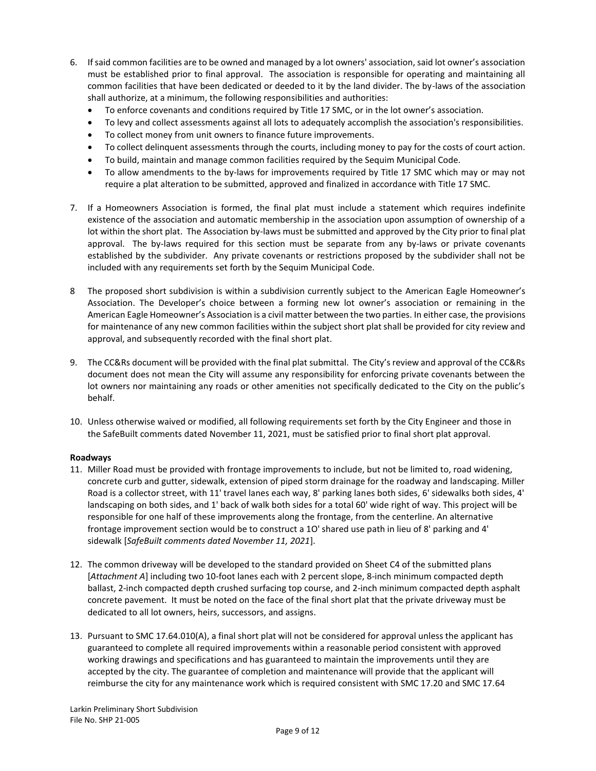6. If said common facilities are to be owned and managed by a lot owners' association, said lot owner's association must be established prior to final approval. The association is responsible for operating and maintaining all common facilities that have been dedicated or deeded to it by the land divider. The by-laws of the association shall authorize, at a minimum, the following responsibilities and authorities:
   - To enforce covenants and conditions required by Title 17 SMC, or in the lot owner's association.
   - To levy and collect assessments against all lots to adequately accomplish the association's responsibilities.
   - To collect money from unit owners to finance future improvements.
   - To collect delinquent assessments through the courts, including money to pay for the costs of court action.
   - To build, maintain and manage common facilities required by the Sequim Municipal Code.
   - To allow amendments to the by-laws for improvements required by Title 17 SMC which may or may not require a plat alteration to be submitted, approved and finalized in accordance with Title 17 SMC.

7. If a Homeowners Association is formed, the final plat must include a statement which requires indefinite existence of the association and automatic membership in the association upon assumption of ownership of a lot within the short plat. The Association by-laws must be submitted and approved by the City prior to final plat approval. The by-laws required for this section must be separate from any by-laws or private covenants established by the subdivider. Any private covenants or restrictions proposed by the subdivider shall not be included with any requirements set forth by the Sequim Municipal Code.

8 The proposed short subdivision is within a subdivision currently subject to the American Eagle Homeowner's Association. The Developer's choice between a forming new lot owner's association or remaining in the American Eagle Homeowner's Association is a civil matter between the two parties. In either case, the provisions for maintenance of any new common facilities within the subject short plat shall be provided for city review and approval, and subsequently recorded with the final short plat.

9. The CC&Rs document will be provided with the final plat submittal. The City's review and approval of the CC&Rs document does not mean the City will assume any responsibility for enforcing private covenants between the lot owners nor maintaining any roads or other amenities not specifically dedicated to the City on the public's behalf.

10. Unless otherwise waived or modified, all following requirements set forth by the City Engineer and those in the SafeBuilt comments dated November 11, 2021, must be satisfied prior to final short plat approval.

**Roadways**

11. Miller Road must be provided with frontage improvements to include, but not be limited to, road widening, concrete curb and gutter, sidewalk, extension of piped storm drainage for the roadway and landscaping. Miller Road is a collector street, with 11' travel lanes each way, 8' parking lanes both sides, 6' sidewalks both sides, 4' landscaping on both sides, and 1' back of walk both sides for a total 60' wide right of way. This project will be responsible for one half of these improvements along the frontage, from the centerline. An alternative frontage improvement section would be to construct a 1O' shared use path in lieu of 8' parking and 4' sidewalk [*SafeBuilt comments dated November 11, 2021*].

12. The common driveway will be developed to the standard provided on Sheet C4 of the submitted plans [*Attachment A*] including two 10-foot lanes each with 2 percent slope, 8-inch minimum compacted depth ballast, 2-inch compacted depth crushed surfacing top course, and 2-inch minimum compacted depth asphalt concrete pavement. It must be noted on the face of the final short plat that the private driveway must be dedicated to all lot owners, heirs, successors, and assigns.

13. Pursuant to SMC 17.64.010(A), a final short plat will not be considered for approval unless the applicant has guaranteed to complete all required improvements within a reasonable period consistent with approved working drawings and specifications and has guaranteed to maintain the improvements until they are accepted by the city. The guarantee of completion and maintenance will provide that the applicant will reimburse the city for any maintenance work which is required consistent with SMC 17.20 and SMC 17.64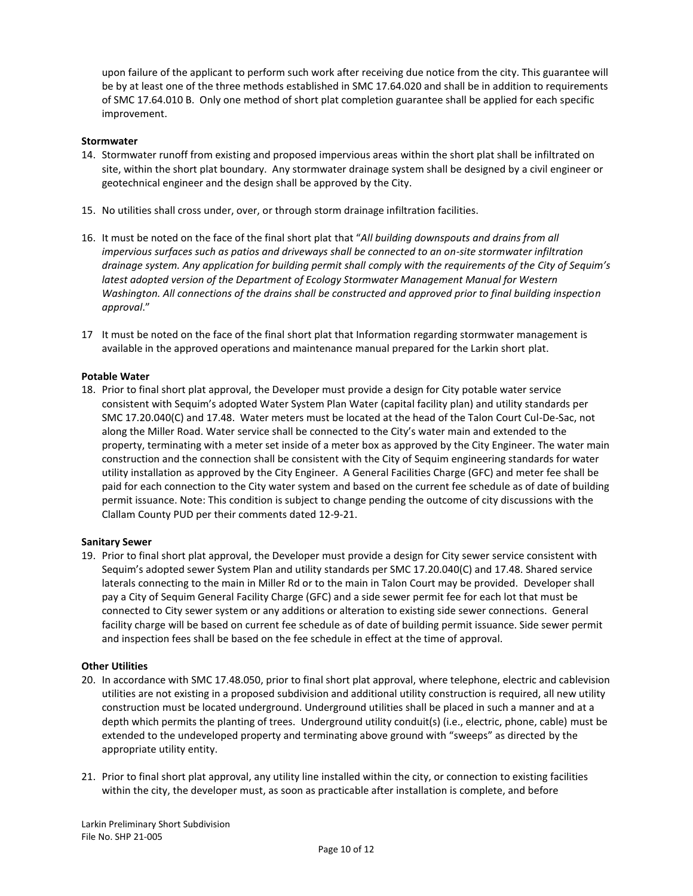upon failure of the applicant to perform such work after receiving due notice from the city. This guarantee will be by at least one of the three methods established in SMC 17.64.020 and shall be in addition to requirements of SMC 17.64.010 B. Only one method of short plat completion guarantee shall be applied for each specific improvement.

**Stormwater**

14. Stormwater runoff from existing and proposed impervious areas within the short plat shall be infiltrated on site, within the short plat boundary. Any stormwater drainage system shall be designed by a civil engineer or geotechnical engineer and the design shall be approved by the City.

15. No utilities shall cross under, over, or through storm drainage infiltration facilities.

16. It must be noted on the face of the final short plat that "*All building downspouts and drains from all impervious surfaces such as patios and driveways shall be connected to an on-site stormwater infiltration drainage system. Any application for building permit shall comply with the requirements of the City of Sequim's latest adopted version of the Department of Ecology Stormwater Management Manual for Western Washington. All connections of the drains shall be constructed and approved prior to final building inspection approval*."

17 It must be noted on the face of the final short plat that Information regarding stormwater management is available in the approved operations and maintenance manual prepared for the Larkin short plat.

**Potable Water**

18. Prior to final short plat approval, the Developer must provide a design for City potable water service consistent with Sequim's adopted Water System Plan Water (capital facility plan) and utility standards per SMC 17.20.040(C) and 17.48. Water meters must be located at the head of the Talon Court Cul-De-Sac, not along the Miller Road. Water service shall be connected to the City's water main and extended to the property, terminating with a meter set inside of a meter box as approved by the City Engineer. The water main construction and the connection shall be consistent with the City of Sequim engineering standards for water utility installation as approved by the City Engineer. A General Facilities Charge (GFC) and meter fee shall be paid for each connection to the City water system and based on the current fee schedule as of date of building permit issuance. Note: This condition is subject to change pending the outcome of city discussions with the Clallam County PUD per their comments dated 12-9-21.

**Sanitary Sewer**

19. Prior to final short plat approval, the Developer must provide a design for City sewer service consistent with Sequim's adopted sewer System Plan and utility standards per SMC 17.20.040(C) and 17.48. Shared service laterals connecting to the main in Miller Rd or to the main in Talon Court may be provided. Developer shall pay a City of Sequim General Facility Charge (GFC) and a side sewer permit fee for each lot that must be connected to City sewer system or any additions or alteration to existing side sewer connections. General facility charge will be based on current fee schedule as of date of building permit issuance. Side sewer permit and inspection fees shall be based on the fee schedule in effect at the time of approval.

**Other Utilities**

20. In accordance with SMC 17.48.050, prior to final short plat approval, where telephone, electric and cablevision utilities are not existing in a proposed subdivision and additional utility construction is required, all new utility construction must be located underground. Underground utilities shall be placed in such a manner and at a depth which permits the planting of trees. Underground utility conduit(s) (i.e., electric, phone, cable) must be extended to the undeveloped property and terminating above ground with "sweeps" as directed by the appropriate utility entity.

21. Prior to final short plat approval, any utility line installed within the city, or connection to existing facilities within the city, the developer must, as soon as practicable after installation is complete, and before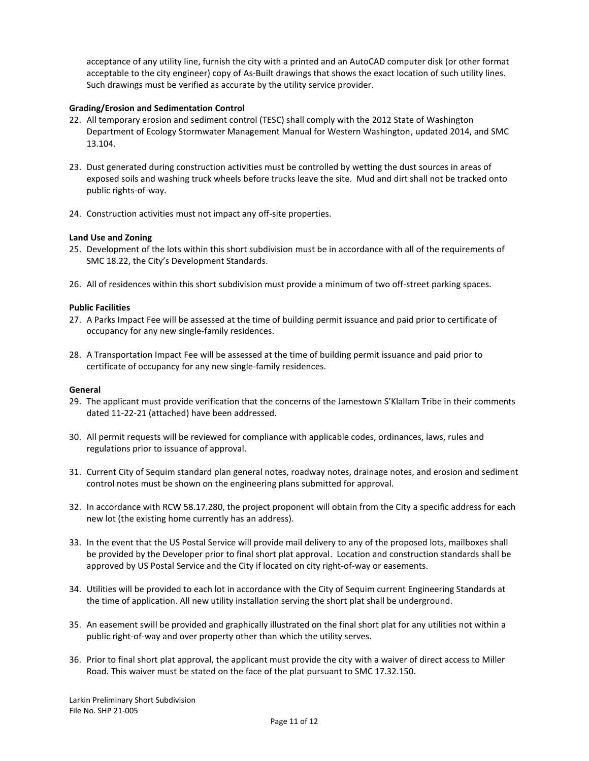acceptance of any utility line, furnish the city with a printed and an AutoCAD computer disk (or other format acceptable to the city engineer) copy of As-Built drawings that shows the exact location of such utility lines. Such drawings must be verified as accurate by the utility service provider.

**Grading/Erosion and Sedimentation Control**

22. All temporary erosion and sediment control (TESC) shall comply with the 2012 State of Washington Department of Ecology Stormwater Management Manual for Western Washington, updated 2014, and SMC 13.104.

23. Dust generated during construction activities must be controlled by wetting the dust sources in areas of exposed soils and washing truck wheels before trucks leave the site. Mud and dirt shall not be tracked onto public rights-of-way.

24. Construction activities must not impact any off-site properties.

**Land Use and Zoning**

25. Development of the lots within this short subdivision must be in accordance with all of the requirements of SMC 18.22, the City's Development Standards.

26. All of residences within this short subdivision must provide a minimum of two off-street parking spaces.

**Public Facilities**

27. A Parks Impact Fee will be assessed at the time of building permit issuance and paid prior to certificate of occupancy for any new single-family residences.

28. A Transportation Impact Fee will be assessed at the time of building permit issuance and paid prior to certificate of occupancy for any new single-family residences.

**General**

29. The applicant must provide verification that the concerns of the Jamestown S'Klallam Tribe in their comments dated 11-22-21 (attached) have been addressed.

30. All permit requests will be reviewed for compliance with applicable codes, ordinances, laws, rules and regulations prior to issuance of approval.

31. Current City of Sequim standard plan general notes, roadway notes, drainage notes, and erosion and sediment control notes must be shown on the engineering plans submitted for approval.

32. In accordance with RCW 58.17.280, the project proponent will obtain from the City a specific address for each new lot (the existing home currently has an address).

33. In the event that the US Postal Service will provide mail delivery to any of the proposed lots, mailboxes shall be provided by the Developer prior to final short plat approval. Location and construction standards shall be approved by US Postal Service and the City if located on city right-of-way or easements.

34. Utilities will be provided to each lot in accordance with the City of Sequim current Engineering Standards at the time of application. All new utility installation serving the short plat shall be underground.

35. An easement swill be provided and graphically illustrated on the final short plat for any utilities not within a public right-of-way and over property other than which the utility serves.

36. Prior to final short plat approval, the applicant must provide the city with a waiver of direct access to Miller Road. This waiver must be stated on the face of the plat pursuant to SMC 17.32.150.

Larkin Preliminary Short Subdivision
File No. SHP 21-005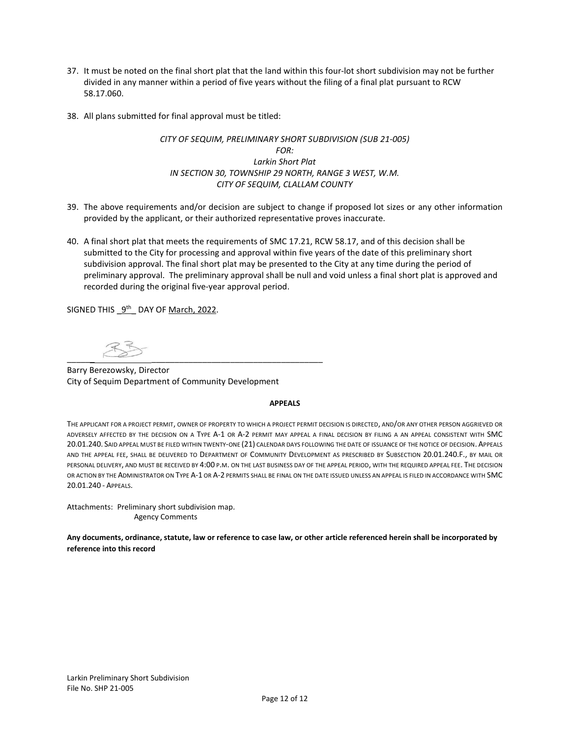37. It must be noted on the final short plat that the land within this four-lot short subdivision may not be further divided in any manner within a period of five years without the filing of a final plat pursuant to RCW 58.17.060.

38. All plans submitted for final approval must be titled:

*CITY OF SEQUIM, PRELIMINARY SHORT SUBDIVISION (SUB 21-005)*
*FOR:*
*Larkin Short Plat*
*IN SECTION 30, TOWNSHIP 29 NORTH, RANGE 3 WEST, W.M.*
*CITY OF SEQUIM, CLALLAM COUNTY*

39. The above requirements and/or decision are subject to change if proposed lot sizes or any other information provided by the applicant, or their authorized representative proves inaccurate.

40. A final short plat that meets the requirements of SMC 17.21, RCW 58.17, and of this decision shall be submitted to the City for processing and approval within five years of the date of this preliminary short subdivision approval. The final short plat may be presented to the City at any time during the period of preliminary approval. The preliminary approval shall be null and void unless a final short plat is approved and recorded during the original five-year approval period.

SIGNED THIS 9th DAY OF March, 2022.

Barry Berezowsky, Director
City of Sequim Department of Community Development

**APPEALS**

THE APPLICANT FOR A PROJECT PERMIT, OWNER OF PROPERTY TO WHICH A PROJECT PERMIT DECISION IS DIRECTED, AND/OR ANY OTHER PERSON AGGRIEVED OR ADVERSELY AFFECTED BY THE DECISION ON A TYPE A-1 OR A-2 PERMIT MAY APPEAL A FINAL DECISION BY FILING A AN APPEAL CONSISTENT WITH SMC 20.01.240. SAID APPEAL MUST BE FILED WITHIN TWENTY-ONE (21) CALENDAR DAYS FOLLOWING THE DATE OF ISSUANCE OF THE NOTICE OF DECISION. APPEALS AND THE APPEAL FEE, SHALL BE DELIVERED TO DEPARTMENT OF COMMUNITY DEVELOPMENT AS PRESCRIBED BY SUBSECTION 20.01.240.F., BY MAIL OR PERSONAL DELIVERY, AND MUST BE RECEIVED BY 4:00 P.M. ON THE LAST BUSINESS DAY OF THE APPEAL PERIOD, WITH THE REQUIRED APPEAL FEE. THE DECISION OR ACTION BY THE ADMINISTRATOR ON TYPE A-1 OR A-2 PERMITS SHALL BE FINAL ON THE DATE ISSUED UNLESS AN APPEAL IS FILED IN ACCORDANCE WITH SMC 20.01.240 - APPEALS.

Attachments: Preliminary short subdivision map.
Agency Comments

**Any documents, ordinance, statute, law or reference to case law, or other article referenced herein shall be incorporated by reference into this record**

Larkin Preliminary Short Subdivision
File No. SHP 21-005